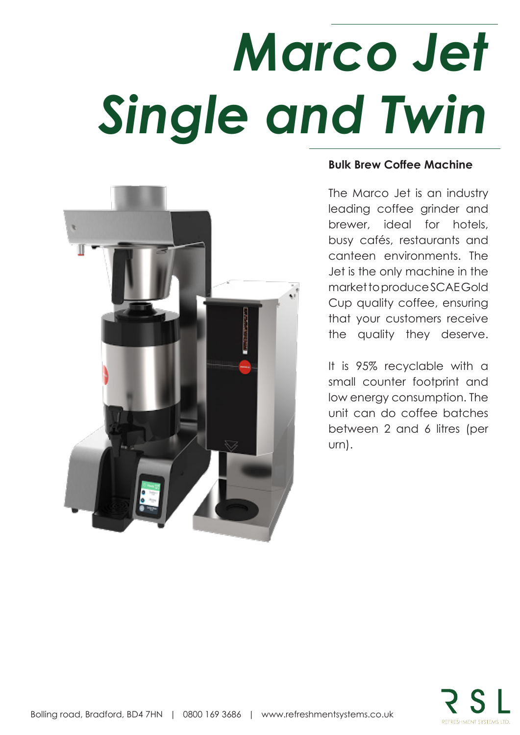# *Marco Jet Single and Twin*

**Bulk Brew Coffee Machine**

The Marco Jet is an industry leading coffee grinder and brewer, ideal for hotels, busy cafés, restaurants and canteen environments. The Jet is the only machine in the market to produce SCAE Gold Cup quality coffee, ensuring that your customers receive the quality they deserve.

It is 95% recyclable with a small counter footprint and low energy consumption. The unit can do coffee batches between 2 and 6 litres (per urn).

Bolling road, Bradford, BD4 7HN | 0800 169 3686 | www.refreshmentsystems.co.uk

RSL
REFRESHMENT SYSTEMS LTD.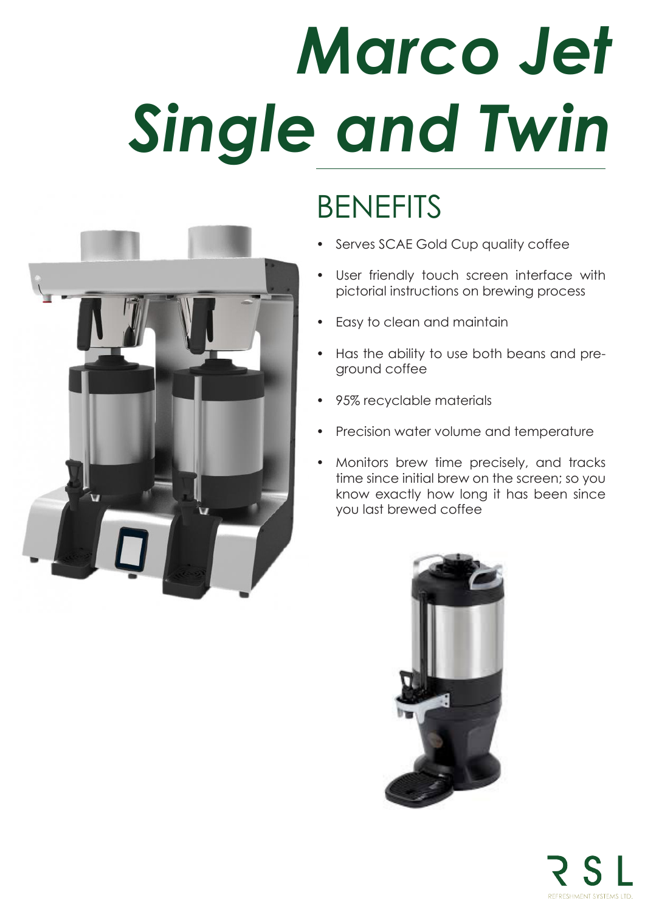# *Marco Jet Single and Twin*

## BENEFITS

- Serves SCAE Gold Cup quality coffee
- User friendly touch screen interface with pictorial instructions on brewing process
- Easy to clean and maintain
- Has the ability to use both beans and pre-ground coffee
- 95% recyclable materials
- Precision water volume and temperature
- Monitors brew time precisely, and tracks time since initial brew on the screen; so you know exactly how long it has been since you last brewed coffee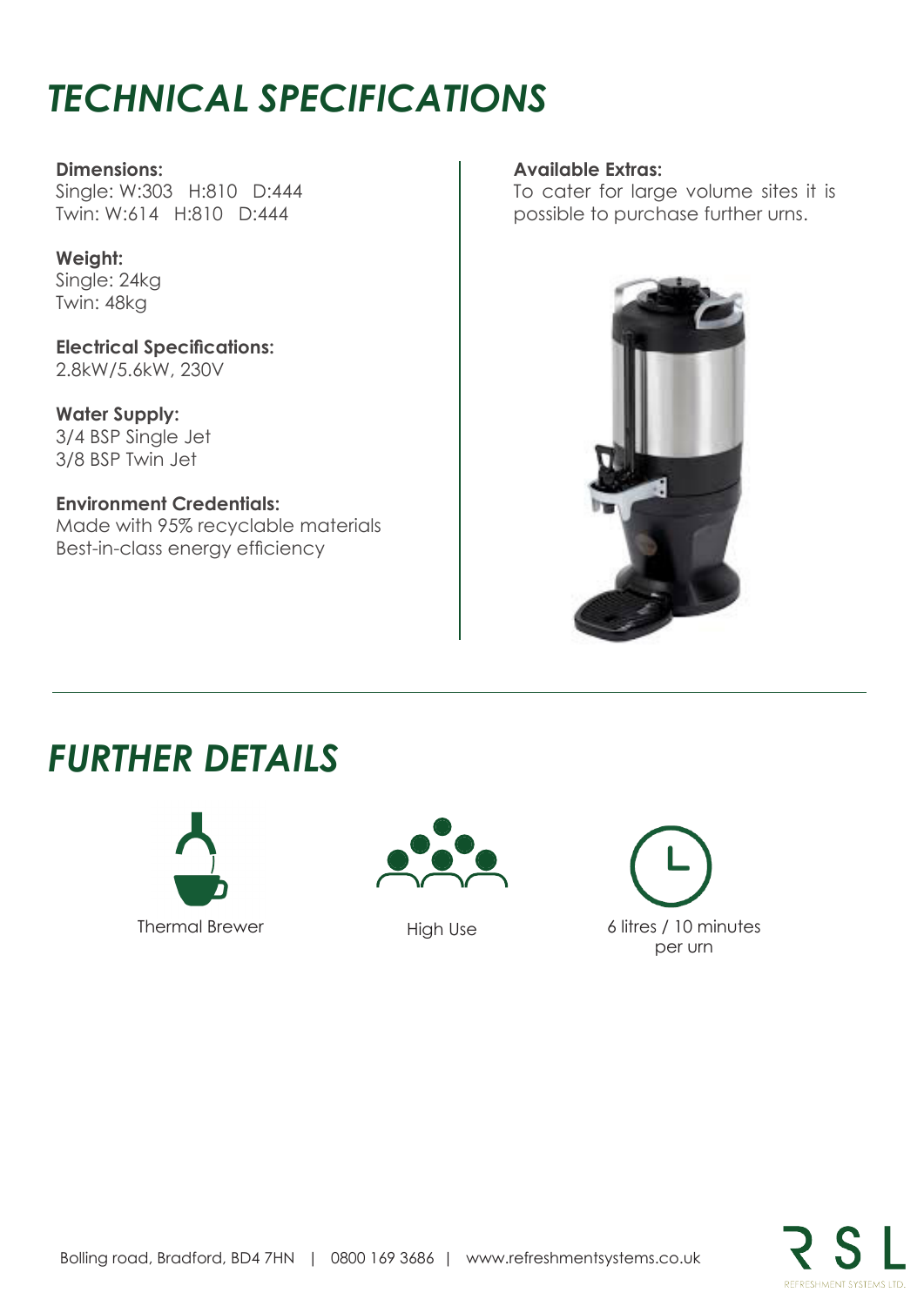# TECHNICAL SPECIFICATIONS

**Dimensions:**
Single: W:303 H:810 D:444
Twin: W:614 H:810 D:444

**Weight:**
Single: 24kg
Twin: 48kg

**Electrical Specifications:**
2.8kW/5.6kW, 230V

**Water Supply:**
3/4 BSP Single Jet
3/8 BSP Twin Jet

**Environment Credentials:**
Made with 95% recyclable materials
Best-in-class energy efficiency

**Available Extras:**
To cater for large volume sites it is possible to purchase further urns.

# FURTHER DETAILS

Thermal Brewer

High Use

6 litres / 10 minutes per urn

Bolling road, Bradford, BD4 7HN | 0800 169 3686 | www.refreshmentsystems.co.uk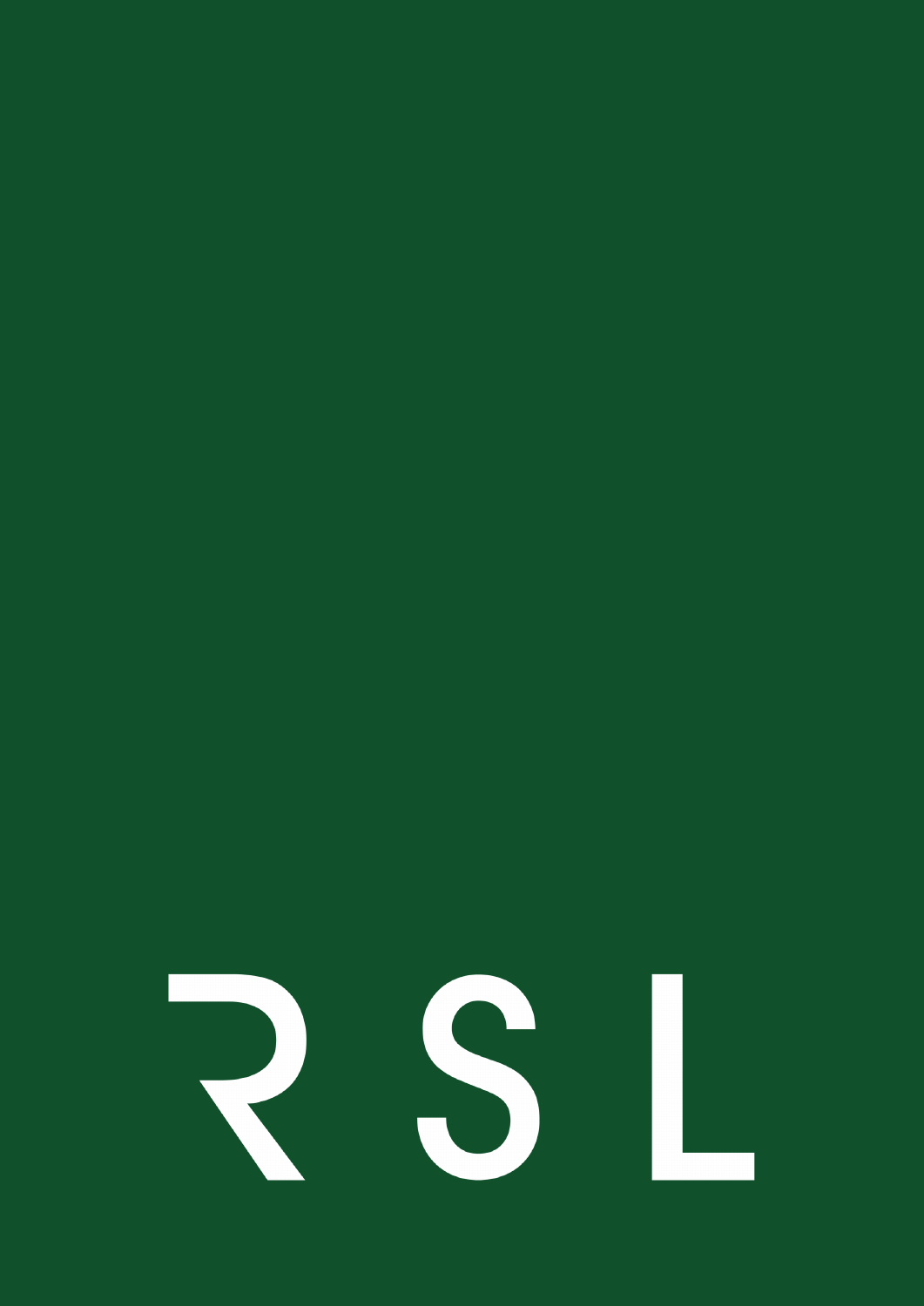RSL